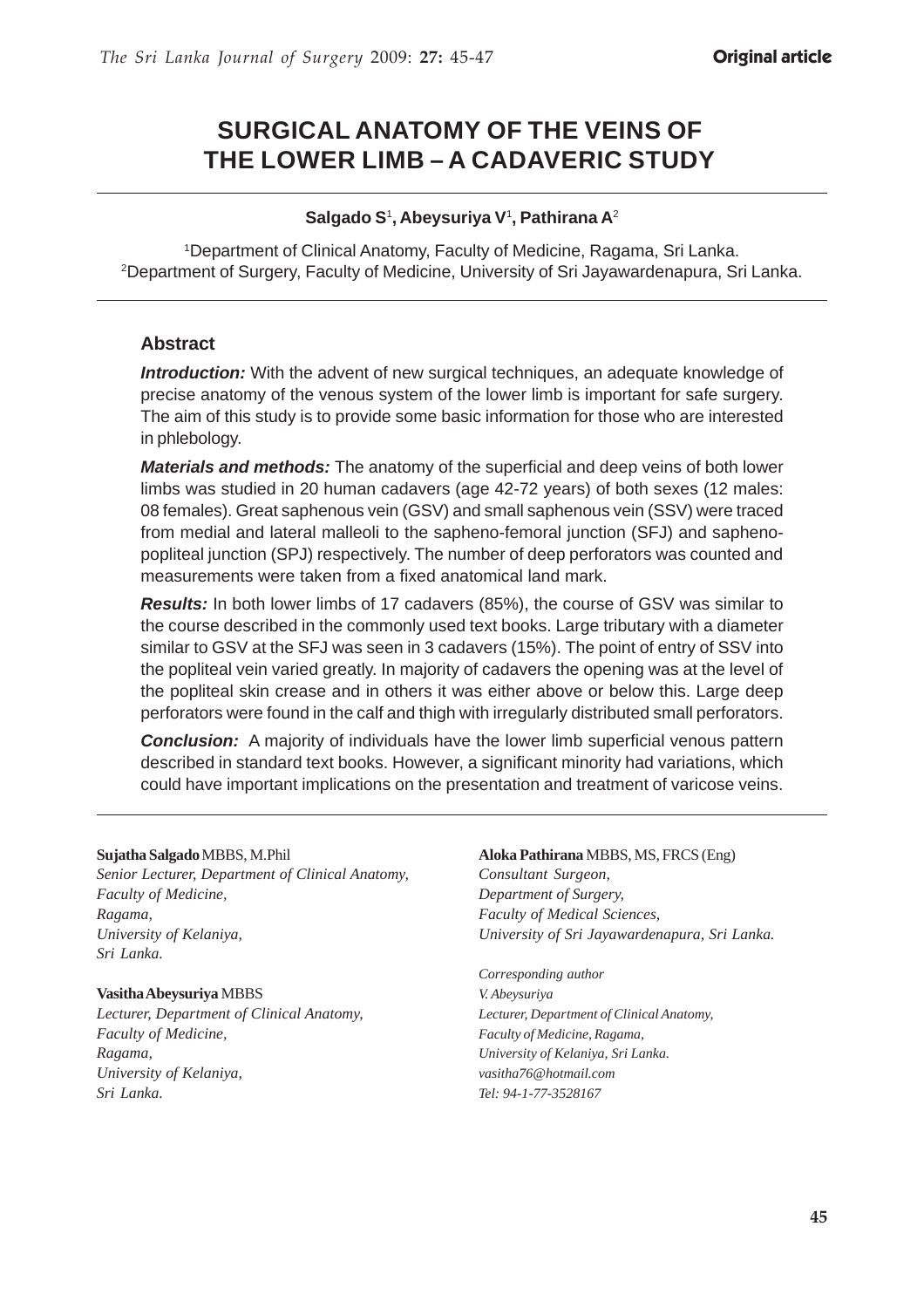Original article

# SURGICAL ANATOMY OF THE VEINS OF THE LOWER LIMB – A CADAVERIC STUDY

**Salgado S**[1]**, Abeysuriya V**[1]**, Pathirana A**[2]

[1]Department of Clinical Anatomy, Faculty of Medicine, Ragama, Sri Lanka.
[2]Department of Surgery, Faculty of Medicine, University of Sri Jayawardenapura, Sri Lanka.

### Abstract

***Introduction:*** With the advent of new surgical techniques, an adequate knowledge of precise anatomy of the venous system of the lower limb is important for safe surgery. The aim of this study is to provide some basic information for those who are interested in phlebology.

***Materials and methods:*** The anatomy of the superficial and deep veins of both lower limbs was studied in 20 human cadavers (age 42-72 years) of both sexes (12 males: 08 females). Great saphenous vein (GSV) and small saphenous vein (SSV) were traced from medial and lateral malleoli to the sapheno-femoral junction (SFJ) and sapheno-popliteal junction (SPJ) respectively. The number of deep perforators was counted and measurements were taken from a fixed anatomical land mark.

***Results:*** In both lower limbs of 17 cadavers (85%), the course of GSV was similar to the course described in the commonly used text books. Large tributary with a diameter similar to GSV at the SFJ was seen in 3 cadavers (15%). The point of entry of SSV into the popliteal vein varied greatly. In majority of cadavers the opening was at the level of the popliteal skin crease and in others it was either above or below this. Large deep perforators were found in the calf and thigh with irregularly distributed small perforators.

***Conclusion:*** A majority of individuals have the lower limb superficial venous pattern described in standard text books. However, a significant minority had variations, which could have important implications on the presentation and treatment of varicose veins.

**Sujatha Salgado** MBBS, M.Phil
*Senior Lecturer, Department of Clinical Anatomy,*
*Faculty of Medicine,*
*Ragama,*
*University of Kelaniya,*
*Sri Lanka.*

**Vasitha Abeysuriya** MBBS
*Lecturer, Department of Clinical Anatomy,*
*Faculty of Medicine,*
*Ragama,*
*University of Kelaniya,*
*Sri Lanka.*

**Aloka Pathirana** MBBS, MS, FRCS (Eng)
*Consultant Surgeon,*
*Department of Surgery,*
*Faculty of Medical Sciences,*
*University of Sri Jayawardenapura, Sri Lanka.*

*Corresponding author*
*V. Abeysuriya*
*Lecturer, Department of Clinical Anatomy,*
*Faculty of Medicine, Ragama,*
*University of Kelaniya, Sri Lanka.*
*vasitha76@hotmail.com*
*Tel: 94-1-77-3528167*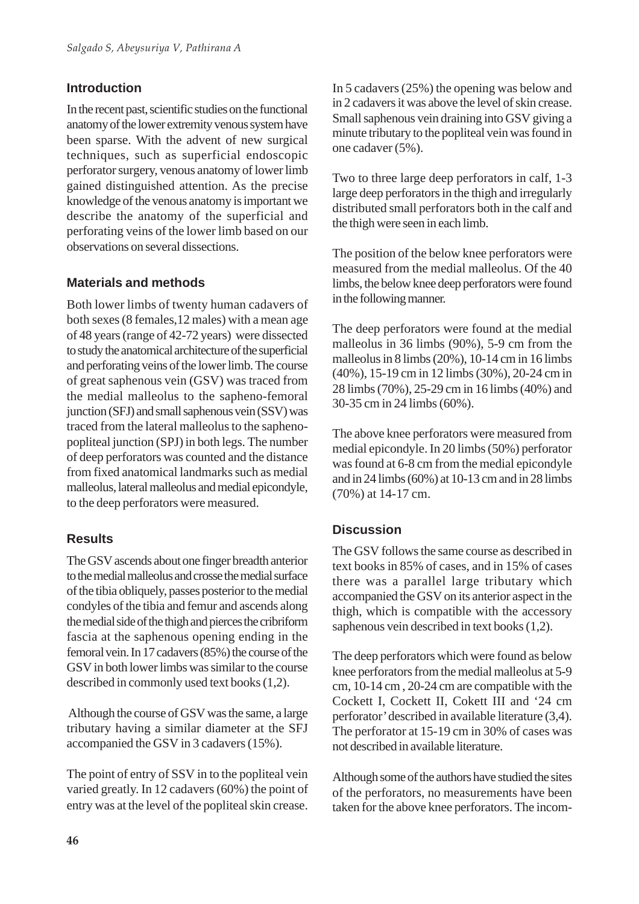## Introduction

In the recent past, scientific studies on the functional anatomy of the lower extremity venous system have been sparse. With the advent of new surgical techniques, such as superficial endoscopic perforator surgery, venous anatomy of lower limb gained distinguished attention. As the precise knowledge of the venous anatomy is important we describe the anatomy of the superficial and perforating veins of the lower limb based on our observations on several dissections.

## Materials and methods

Both lower limbs of twenty human cadavers of both sexes (8 females,12 males) with a mean age of 48 years (range of 42-72 years) were dissected to study the anatomical architecture of the superficial and perforating veins of the lower limb. The course of great saphenous vein (GSV) was traced from the medial malleolus to the sapheno-femoral junction (SFJ) and small saphenous vein (SSV) was traced from the lateral malleolus to the sapheno-popliteal junction (SPJ) in both legs. The number of deep perforators was counted and the distance from fixed anatomical landmarks such as medial malleolus, lateral malleolus and medial epicondyle, to the deep perforators were measured.

## Results

The GSV ascends about one finger breadth anterior to the medial malleolus and crosse the medial surface of the tibia obliquely, passes posterior to the medial condyles of the tibia and femur and ascends along the medial side of the thigh and pierces the cribriform fascia at the saphenous opening ending in the femoral vein. In 17 cadavers (85%) the course of the GSV in both lower limbs was similar to the course described in commonly used text books (1,2).

Although the course of GSV was the same, a large tributary having a similar diameter at the SFJ accompanied the GSV in 3 cadavers (15%).

The point of entry of SSV in to the popliteal vein varied greatly. In 12 cadavers (60%) the point of entry was at the level of the popliteal skin crease. In 5 cadavers (25%) the opening was below and in 2 cadavers it was above the level of skin crease. Small saphenous vein draining into GSV giving a minute tributary to the popliteal vein was found in one cadaver (5%).

Two to three large deep perforators in calf, 1-3 large deep perforators in the thigh and irregularly distributed small perforators both in the calf and the thigh were seen in each limb.

The position of the below knee perforators were measured from the medial malleolus. Of the 40 limbs, the below knee deep perforators were found in the following manner.

The deep perforators were found at the medial malleolus in 36 limbs (90%), 5-9 cm from the malleolus in 8 limbs (20%), 10-14 cm in 16 limbs (40%), 15-19 cm in 12 limbs (30%), 20-24 cm in 28 limbs (70%), 25-29 cm in 16 limbs (40%) and 30-35 cm in 24 limbs (60%).

The above knee perforators were measured from medial epicondyle. In 20 limbs (50%) perforator was found at 6-8 cm from the medial epicondyle and in 24 limbs (60%) at 10-13 cm and in 28 limbs (70%) at 14-17 cm.

## Discussion

The GSV follows the same course as described in text books in 85% of cases, and in 15% of cases there was a parallel large tributary which accompanied the GSV on its anterior aspect in the thigh, which is compatible with the accessory saphenous vein described in text books (1,2).

The deep perforators which were found as below knee perforators from the medial malleolus at 5-9 cm, 10-14 cm , 20-24 cm are compatible with the Cockett I, Cockett II, Cokett III and '24 cm perforator' described in available literature (3,4). The perforator at 15-19 cm in 30% of cases was not described in available literature.

Although some of the authors have studied the sites of the perforators, no measurements have been taken for the above knee perforators. The incom-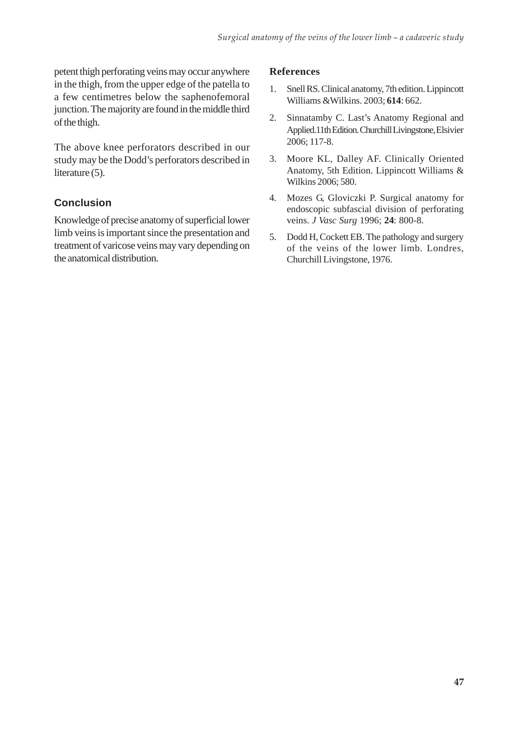petent thigh perforating veins may occur anywhere in the thigh, from the upper edge of the patella to a few centimetres below the saphenofemoral junction. The majority are found in the middle third of the thigh.

The above knee perforators described in our study may be the Dodd's perforators described in literature (5).

## Conclusion

Knowledge of precise anatomy of superficial lower limb veins is important since the presentation and treatment of varicose veins may vary depending on the anatomical distribution.

## References

1. Snell RS. Clinical anatomy, 7th edition. Lippincott Williams &Wilkins. 2003; **614**: 662.
2. Sinnatamby C. Last's Anatomy Regional and Applied.11th Edition. Churchill Livingstone, Elsivier 2006; 117-8.
3. Moore KL, Dalley AF. Clinically Oriented Anatomy, 5th Edition. Lippincott Williams & Wilkins 2006; 580.
4. Mozes G, Gloviczki P. Surgical anatomy for endoscopic subfascial division of perforating veins. *J Vasc Surg* 1996; **24**: 800-8.
5. Dodd H, Cockett EB. The pathology and surgery of the veins of the lower limb. Londres, Churchill Livingstone, 1976.